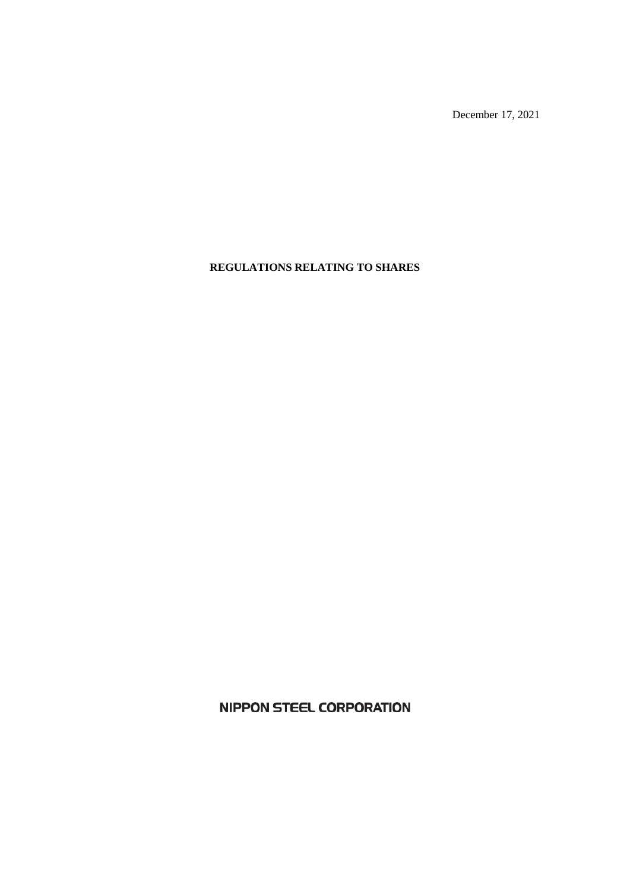December 17, 2021

# REGULATIONS RELATING TO SHARES

NIPPON STEEL CORPORATION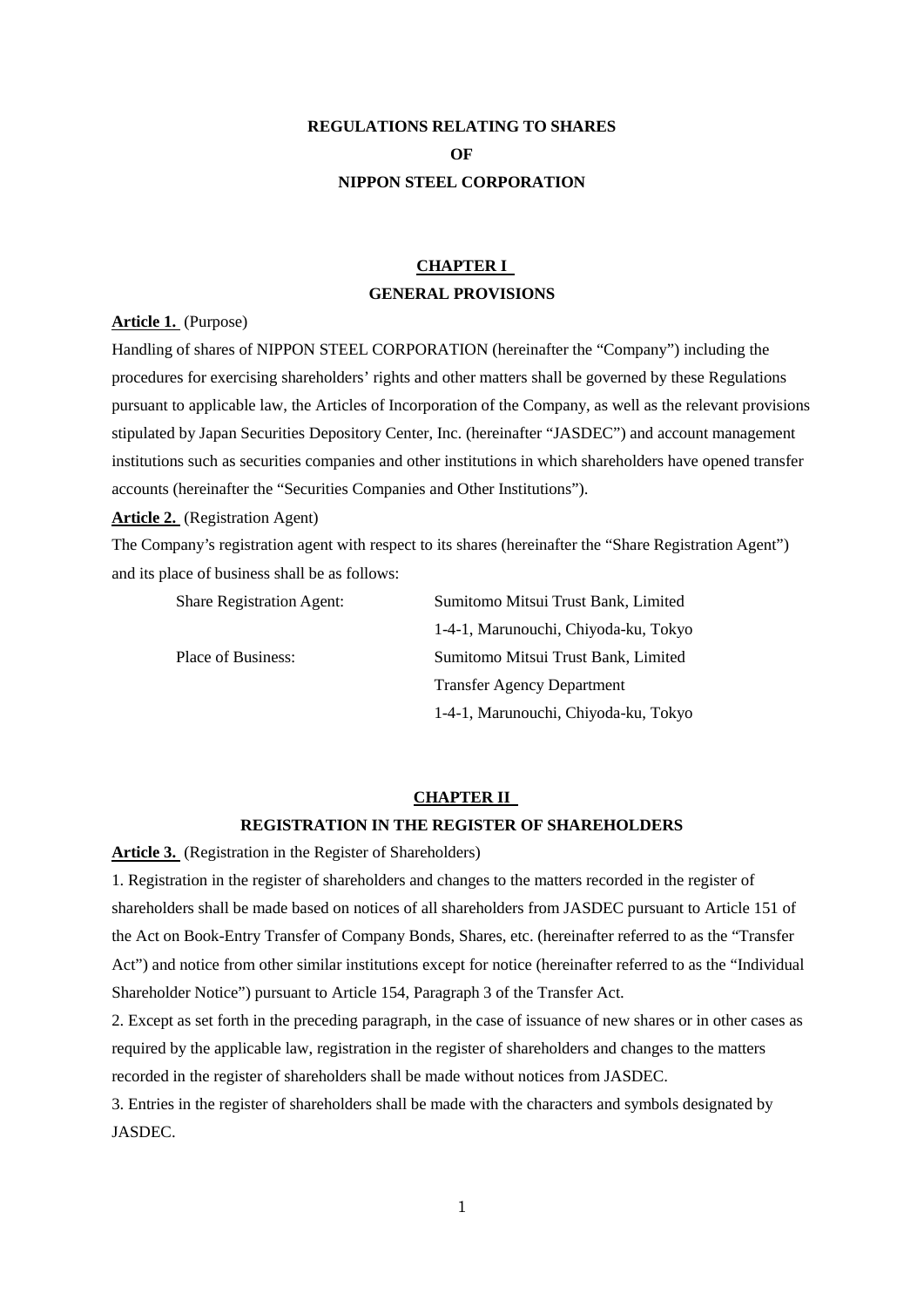# REGULATIONS RELATING TO SHARES
# OF
# NIPPON STEEL CORPORATION

## CHAPTER I
## GENERAL PROVISIONS

**Article 1.** (Purpose)

Handling of shares of NIPPON STEEL CORPORATION (hereinafter the "Company") including the procedures for exercising shareholders' rights and other matters shall be governed by these Regulations pursuant to applicable law, the Articles of Incorporation of the Company, as well as the relevant provisions stipulated by Japan Securities Depository Center, Inc. (hereinafter "JASDEC") and account management institutions such as securities companies and other institutions in which shareholders have opened transfer accounts (hereinafter the "Securities Companies and Other Institutions").

**Article 2.** (Registration Agent)

The Company's registration agent with respect to its shares (hereinafter the "Share Registration Agent") and its place of business shall be as follows:

| | |
|---|---|
| Share Registration Agent: | Sumitomo Mitsui Trust Bank, Limited<br>1-4-1, Marunouchi, Chiyoda-ku, Tokyo |
| Place of Business: | Sumitomo Mitsui Trust Bank, Limited<br>Transfer Agency Department<br>1-4-1, Marunouchi, Chiyoda-ku, Tokyo |

## CHAPTER II
## REGISTRATION IN THE REGISTER OF SHAREHOLDERS

**Article 3.** (Registration in the Register of Shareholders)

1. Registration in the register of shareholders and changes to the matters recorded in the register of shareholders shall be made based on notices of all shareholders from JASDEC pursuant to Article 151 of the Act on Book-Entry Transfer of Company Bonds, Shares, etc. (hereinafter referred to as the "Transfer Act") and notice from other similar institutions except for notice (hereinafter referred to as the "Individual Shareholder Notice") pursuant to Article 154, Paragraph 3 of the Transfer Act.

2. Except as set forth in the preceding paragraph, in the case of issuance of new shares or in other cases as required by the applicable law, registration in the register of shareholders and changes to the matters recorded in the register of shareholders shall be made without notices from JASDEC.

3. Entries in the register of shareholders shall be made with the characters and symbols designated by JASDEC.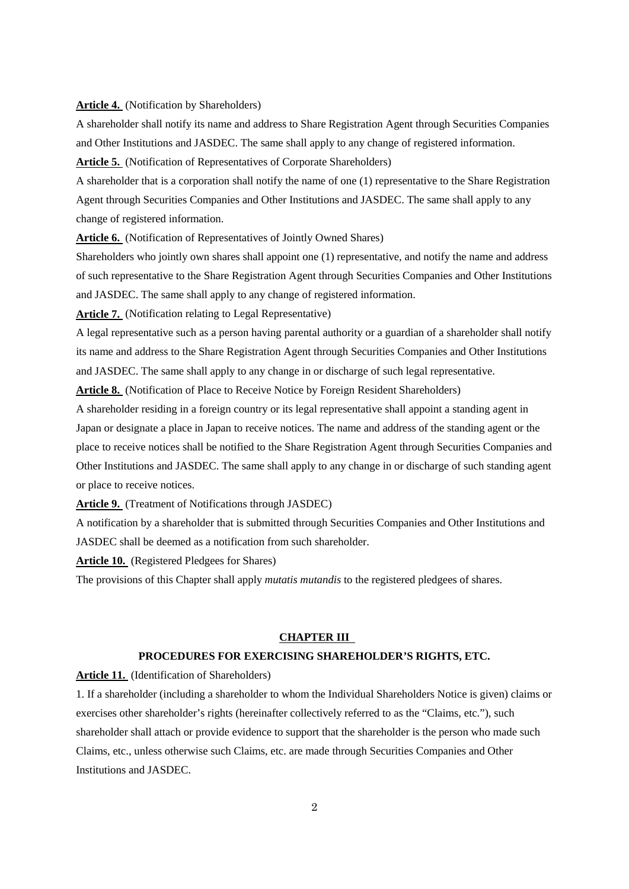**Article 4.** (Notification by Shareholders)

A shareholder shall notify its name and address to Share Registration Agent through Securities Companies and Other Institutions and JASDEC. The same shall apply to any change of registered information.

**Article 5.** (Notification of Representatives of Corporate Shareholders)

A shareholder that is a corporation shall notify the name of one (1) representative to the Share Registration Agent through Securities Companies and Other Institutions and JASDEC. The same shall apply to any change of registered information.

**Article 6.** (Notification of Representatives of Jointly Owned Shares)

Shareholders who jointly own shares shall appoint one (1) representative, and notify the name and address of such representative to the Share Registration Agent through Securities Companies and Other Institutions and JASDEC. The same shall apply to any change of registered information.

**Article 7.** (Notification relating to Legal Representative)

A legal representative such as a person having parental authority or a guardian of a shareholder shall notify its name and address to the Share Registration Agent through Securities Companies and Other Institutions and JASDEC. The same shall apply to any change in or discharge of such legal representative.

**Article 8.** (Notification of Place to Receive Notice by Foreign Resident Shareholders)

A shareholder residing in a foreign country or its legal representative shall appoint a standing agent in Japan or designate a place in Japan to receive notices. The name and address of the standing agent or the place to receive notices shall be notified to the Share Registration Agent through Securities Companies and Other Institutions and JASDEC. The same shall apply to any change in or discharge of such standing agent or place to receive notices.

**Article 9.** (Treatment of Notifications through JASDEC)

A notification by a shareholder that is submitted through Securities Companies and Other Institutions and JASDEC shall be deemed as a notification from such shareholder.

**Article 10.** (Registered Pledgees for Shares)

The provisions of this Chapter shall apply *mutatis mutandis* to the registered pledgees of shares.

## CHAPTER III

## PROCEDURES FOR EXERCISING SHAREHOLDER'S RIGHTS, ETC.

**Article 11.** (Identification of Shareholders)

1. If a shareholder (including a shareholder to whom the Individual Shareholders Notice is given) claims or exercises other shareholder's rights (hereinafter collectively referred to as the "Claims, etc."), such shareholder shall attach or provide evidence to support that the shareholder is the person who made such Claims, etc., unless otherwise such Claims, etc. are made through Securities Companies and Other Institutions and JASDEC.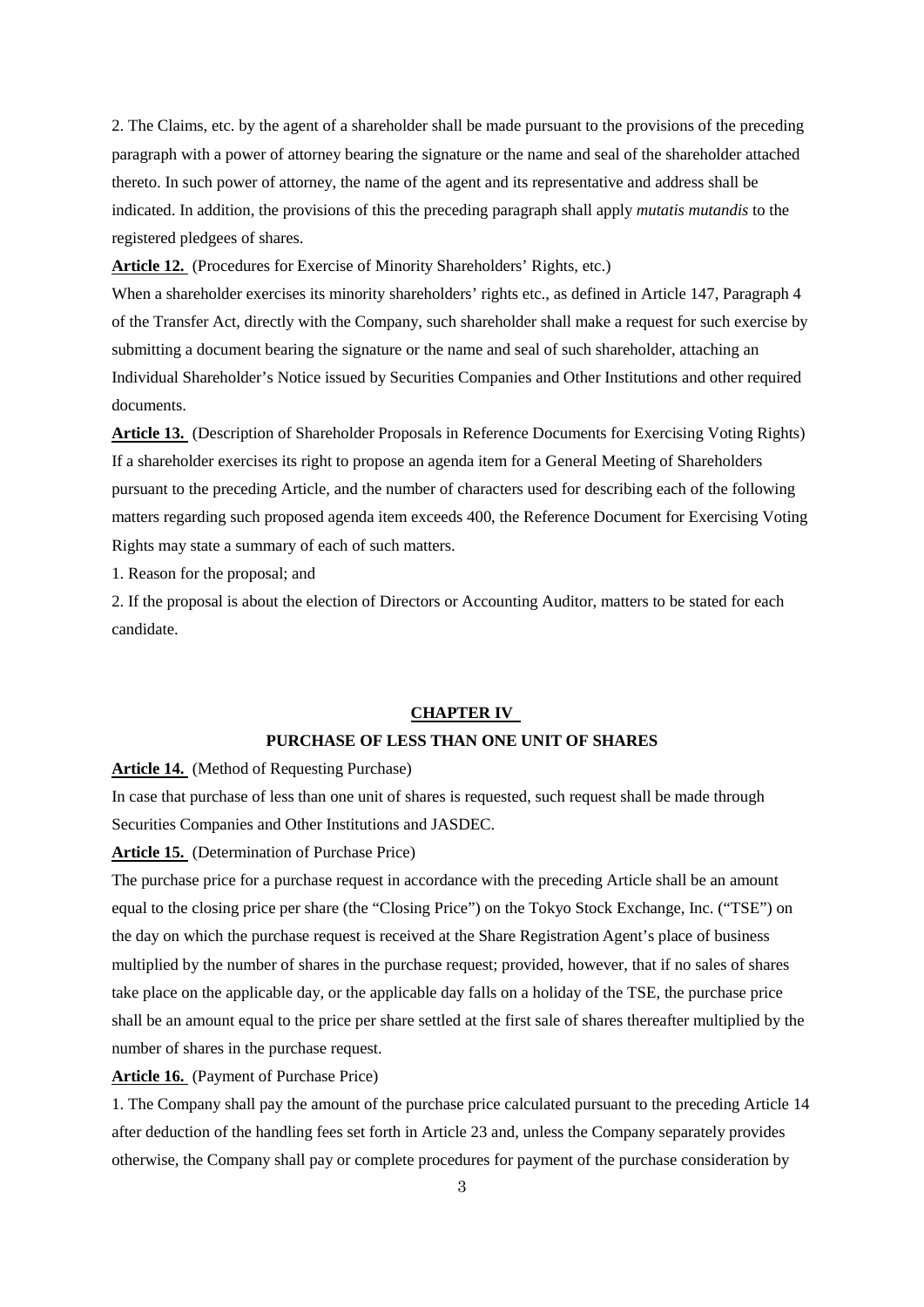2. The Claims, etc. by the agent of a shareholder shall be made pursuant to the provisions of the preceding paragraph with a power of attorney bearing the signature or the name and seal of the shareholder attached thereto. In such power of attorney, the name of the agent and its representative and address shall be indicated. In addition, the provisions of this the preceding paragraph shall apply *mutatis mutandis* to the registered pledgees of shares.

**Article 12.** (Procedures for Exercise of Minority Shareholders' Rights, etc.)

When a shareholder exercises its minority shareholders' rights etc., as defined in Article 147, Paragraph 4 of the Transfer Act, directly with the Company, such shareholder shall make a request for such exercise by submitting a document bearing the signature or the name and seal of such shareholder, attaching an Individual Shareholder's Notice issued by Securities Companies and Other Institutions and other required documents.

**Article 13.** (Description of Shareholder Proposals in Reference Documents for Exercising Voting Rights)

If a shareholder exercises its right to propose an agenda item for a General Meeting of Shareholders pursuant to the preceding Article, and the number of characters used for describing each of the following matters regarding such proposed agenda item exceeds 400, the Reference Document for Exercising Voting Rights may state a summary of each of such matters.

1. Reason for the proposal; and
2. If the proposal is about the election of Directors or Accounting Auditor, matters to be stated for each candidate.

## CHAPTER IV
## PURCHASE OF LESS THAN ONE UNIT OF SHARES

**Article 14.** (Method of Requesting Purchase)

In case that purchase of less than one unit of shares is requested, such request shall be made through Securities Companies and Other Institutions and JASDEC.

**Article 15.** (Determination of Purchase Price)

The purchase price for a purchase request in accordance with the preceding Article shall be an amount equal to the closing price per share (the "Closing Price") on the Tokyo Stock Exchange, Inc. ("TSE") on the day on which the purchase request is received at the Share Registration Agent's place of business multiplied by the number of shares in the purchase request; provided, however, that if no sales of shares take place on the applicable day, or the applicable day falls on a holiday of the TSE, the purchase price shall be an amount equal to the price per share settled at the first sale of shares thereafter multiplied by the number of shares in the purchase request.

**Article 16.** (Payment of Purchase Price)

1. The Company shall pay the amount of the purchase price calculated pursuant to the preceding Article 14 after deduction of the handling fees set forth in Article 23 and, unless the Company separately provides otherwise, the Company shall pay or complete procedures for payment of the purchase consideration by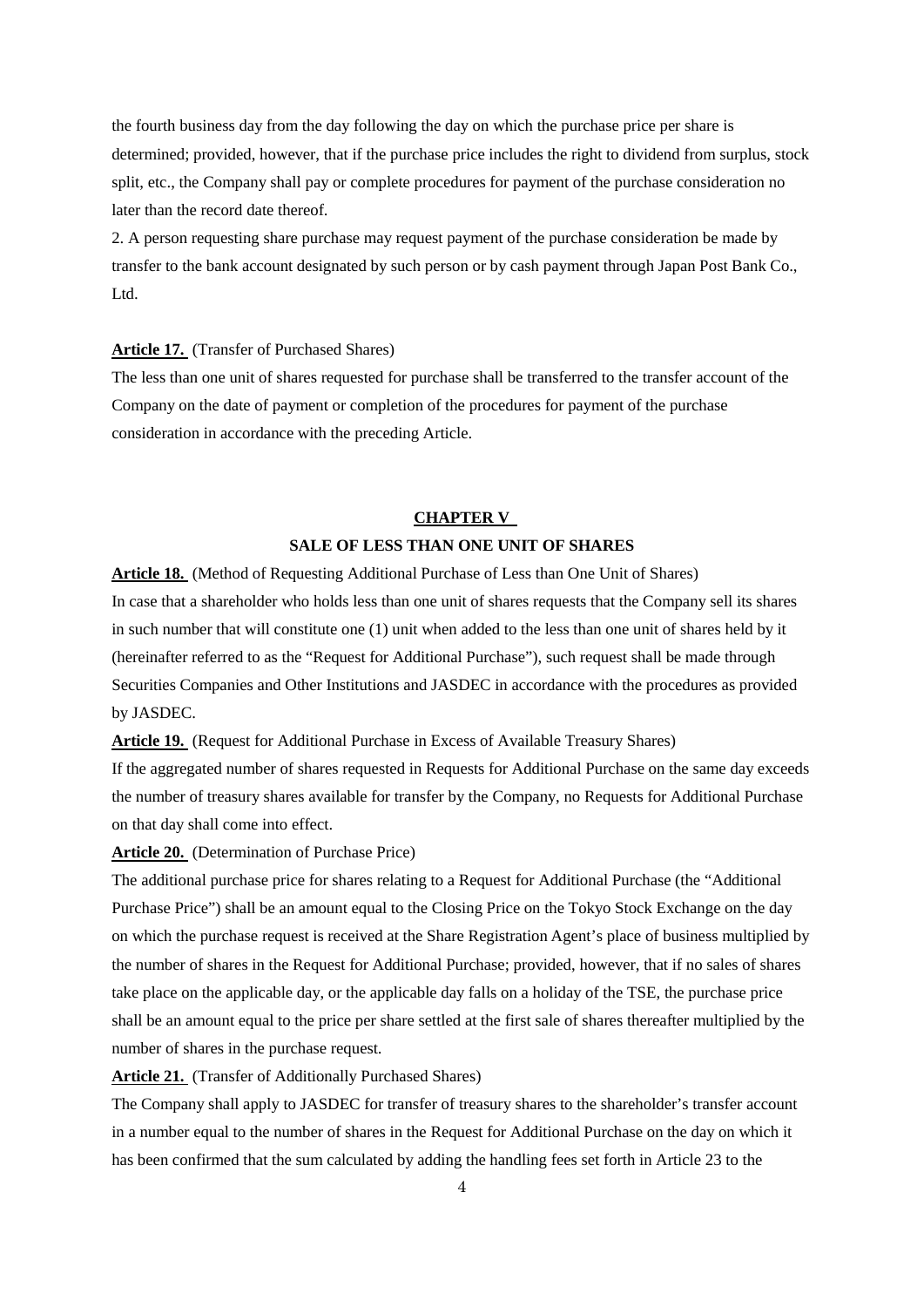the fourth business day from the day following the day on which the purchase price per share is determined; provided, however, that if the purchase price includes the right to dividend from surplus, stock split, etc., the Company shall pay or complete procedures for payment of the purchase consideration no later than the record date thereof.

2. A person requesting share purchase may request payment of the purchase consideration be made by transfer to the bank account designated by such person or by cash payment through Japan Post Bank Co., Ltd.

**Article 17.** (Transfer of Purchased Shares)

The less than one unit of shares requested for purchase shall be transferred to the transfer account of the Company on the date of payment or completion of the procedures for payment of the purchase consideration in accordance with the preceding Article.

## CHAPTER V

## SALE OF LESS THAN ONE UNIT OF SHARES

**Article 18.** (Method of Requesting Additional Purchase of Less than One Unit of Shares)

In case that a shareholder who holds less than one unit of shares requests that the Company sell its shares in such number that will constitute one (1) unit when added to the less than one unit of shares held by it (hereinafter referred to as the "Request for Additional Purchase"), such request shall be made through Securities Companies and Other Institutions and JASDEC in accordance with the procedures as provided by JASDEC.

**Article 19.** (Request for Additional Purchase in Excess of Available Treasury Shares)

If the aggregated number of shares requested in Requests for Additional Purchase on the same day exceeds the number of treasury shares available for transfer by the Company, no Requests for Additional Purchase on that day shall come into effect.

**Article 20.** (Determination of Purchase Price)

The additional purchase price for shares relating to a Request for Additional Purchase (the "Additional Purchase Price") shall be an amount equal to the Closing Price on the Tokyo Stock Exchange on the day on which the purchase request is received at the Share Registration Agent's place of business multiplied by the number of shares in the Request for Additional Purchase; provided, however, that if no sales of shares take place on the applicable day, or the applicable day falls on a holiday of the TSE, the purchase price shall be an amount equal to the price per share settled at the first sale of shares thereafter multiplied by the number of shares in the purchase request.

**Article 21.** (Transfer of Additionally Purchased Shares)

The Company shall apply to JASDEC for transfer of treasury shares to the shareholder's transfer account in a number equal to the number of shares in the Request for Additional Purchase on the day on which it has been confirmed that the sum calculated by adding the handling fees set forth in Article 23 to the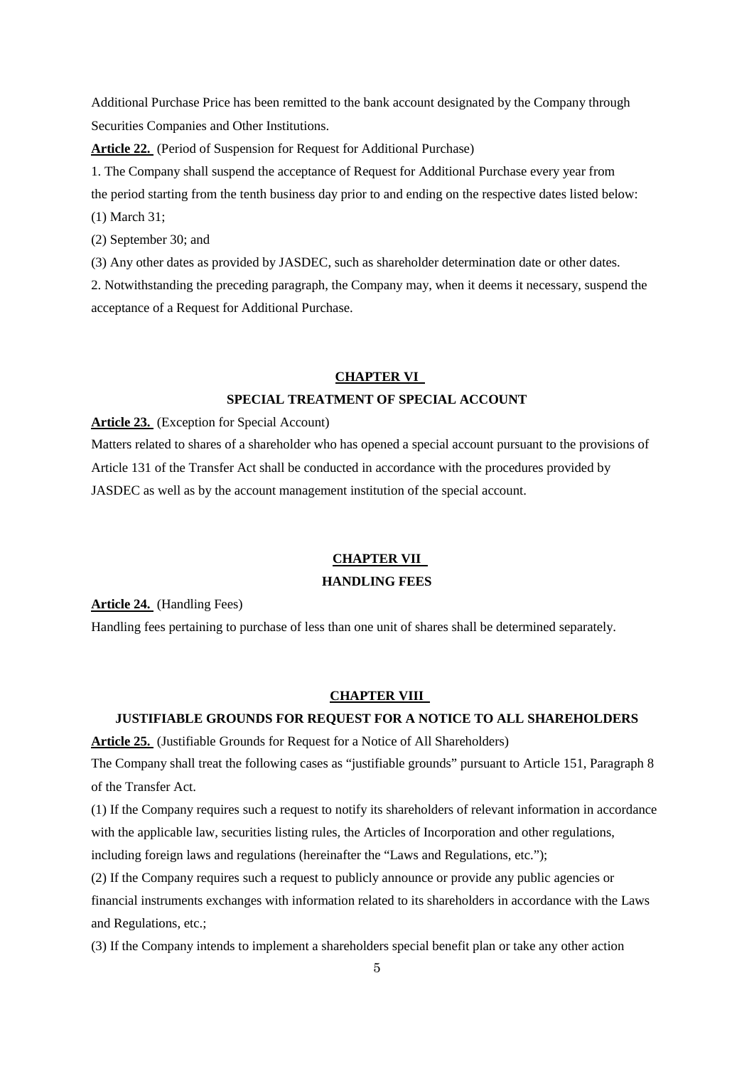Additional Purchase Price has been remitted to the bank account designated by the Company through Securities Companies and Other Institutions.

**Article 22.** (Period of Suspension for Request for Additional Purchase)

1. The Company shall suspend the acceptance of Request for Additional Purchase every year from the period starting from the tenth business day prior to and ending on the respective dates listed below:

(1) March 31;

(2) September 30; and

(3) Any other dates as provided by JASDEC, such as shareholder determination date or other dates.

2. Notwithstanding the preceding paragraph, the Company may, when it deems it necessary, suspend the acceptance of a Request for Additional Purchase.

## CHAPTER VI
## SPECIAL TREATMENT OF SPECIAL ACCOUNT

**Article 23.** (Exception for Special Account)

Matters related to shares of a shareholder who has opened a special account pursuant to the provisions of Article 131 of the Transfer Act shall be conducted in accordance with the procedures provided by JASDEC as well as by the account management institution of the special account.

## CHAPTER VII
## HANDLING FEES

**Article 24.** (Handling Fees)

Handling fees pertaining to purchase of less than one unit of shares shall be determined separately.

## CHAPTER VIII
## JUSTIFIABLE GROUNDS FOR REQUEST FOR A NOTICE TO ALL SHAREHOLDERS

**Article 25.** (Justifiable Grounds for Request for a Notice of All Shareholders)

The Company shall treat the following cases as "justifiable grounds" pursuant to Article 151, Paragraph 8 of the Transfer Act.

(1) If the Company requires such a request to notify its shareholders of relevant information in accordance with the applicable law, securities listing rules, the Articles of Incorporation and other regulations, including foreign laws and regulations (hereinafter the "Laws and Regulations, etc.");

(2) If the Company requires such a request to publicly announce or provide any public agencies or financial instruments exchanges with information related to its shareholders in accordance with the Laws and Regulations, etc.;

(3) If the Company intends to implement a shareholders special benefit plan or take any other action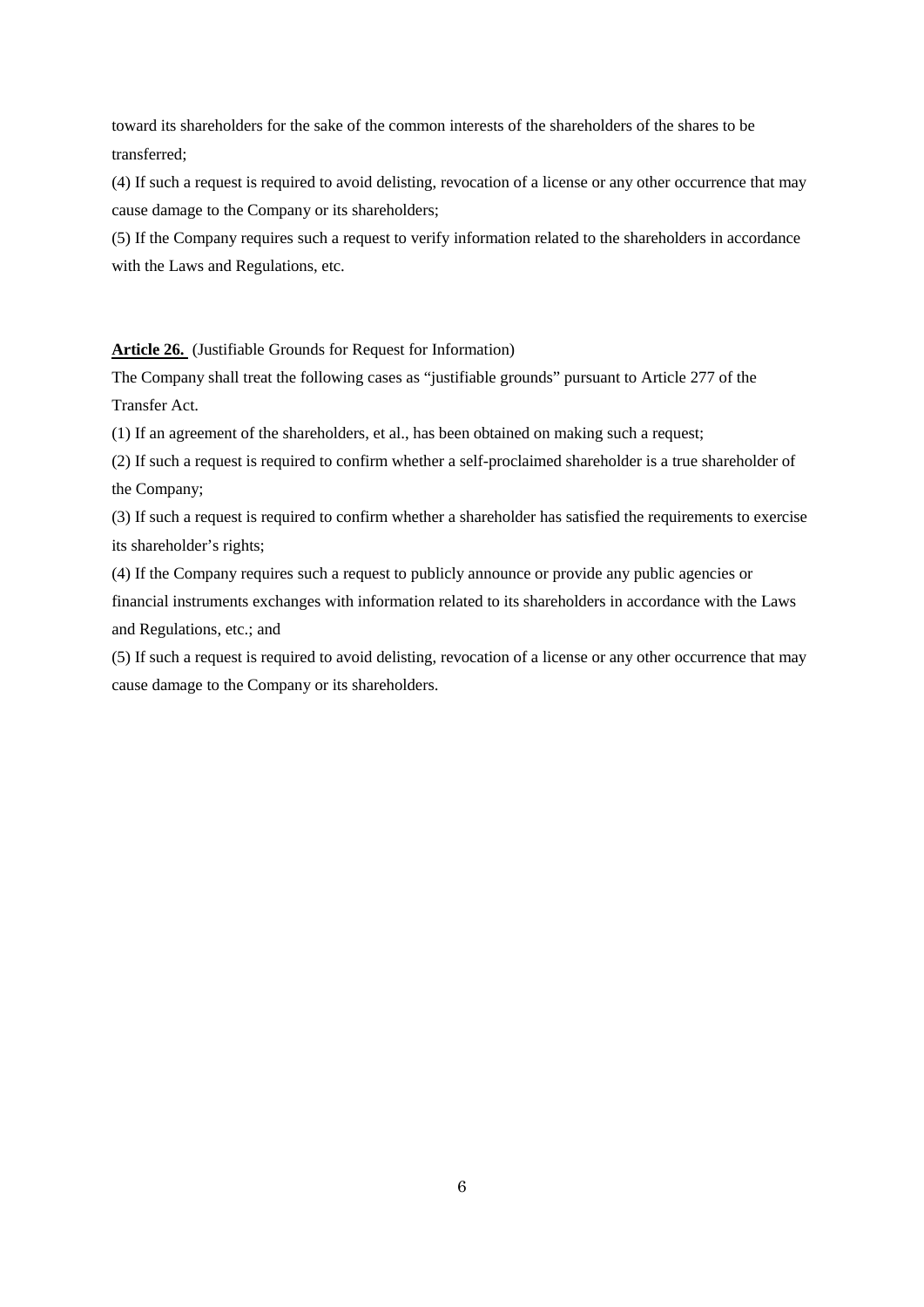toward its shareholders for the sake of the common interests of the shareholders of the shares to be transferred;

(4) If such a request is required to avoid delisting, revocation of a license or any other occurrence that may cause damage to the Company or its shareholders;

(5) If the Company requires such a request to verify information related to the shareholders in accordance with the Laws and Regulations, etc.

**Article 26.** (Justifiable Grounds for Request for Information)

The Company shall treat the following cases as "justifiable grounds" pursuant to Article 277 of the Transfer Act.

(1) If an agreement of the shareholders, et al., has been obtained on making such a request;

(2) If such a request is required to confirm whether a self-proclaimed shareholder is a true shareholder of the Company;

(3) If such a request is required to confirm whether a shareholder has satisfied the requirements to exercise its shareholder's rights;

(4) If the Company requires such a request to publicly announce or provide any public agencies or financial instruments exchanges with information related to its shareholders in accordance with the Laws and Regulations, etc.; and

(5) If such a request is required to avoid delisting, revocation of a license or any other occurrence that may cause damage to the Company or its shareholders.